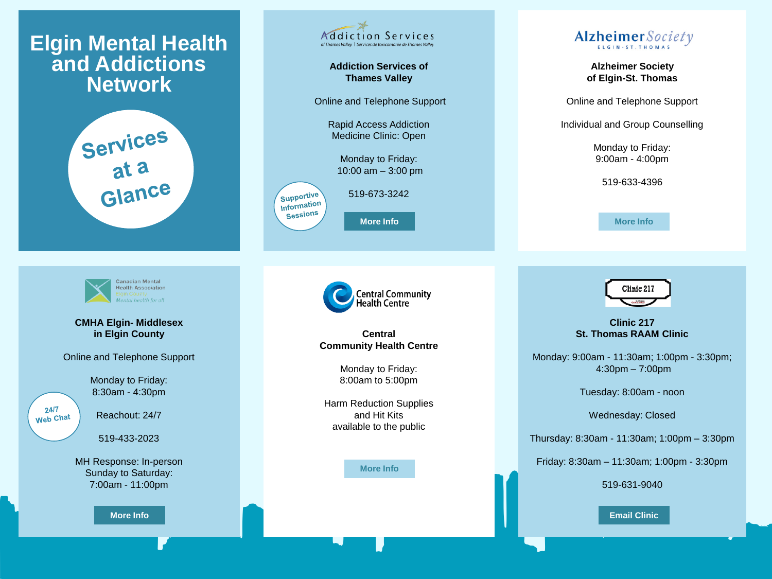# Elgin Mental Health and Addictions Network

## Services at a Glance

### Addiction Services of Thames Valley

Online and Telephone Support

Rapid Access Addiction Medicine Clinic: Open

Monday to Friday:
10:00 am – 3:00 pm

519-673-3242

Supportive Information Sessions

More Info

### Alzheimer Society of Elgin-St. Thomas

Online and Telephone Support

Individual and Group Counselling

Monday to Friday:
9:00am - 4:00pm

519-633-4396

More Info

### CMHA Elgin- Middlesex in Elgin County

Online and Telephone Support

Monday to Friday:
8:30am - 4:30pm

24/7 Web Chat

Reachout: 24/7

519-433-2023

MH Response: In-person
Sunday to Saturday:
7:00am - 11:00pm

More Info

### Central Community Health Centre

Monday to Friday:
8:00am to 5:00pm

Harm Reduction Supplies and Hit Kits available to the public

More Info

### Clinic 217 St. Thomas RAAM Clinic

Monday: 9:00am - 11:30am; 1:00pm - 3:30pm; 4:30pm – 7:00pm

Tuesday: 8:00am - noon

Wednesday: Closed

Thursday: 8:30am - 11:30am; 1:00pm – 3:30pm

Friday: 8:30am – 11:30am; 1:00pm - 3:30pm

519-631-9040

Email Clinic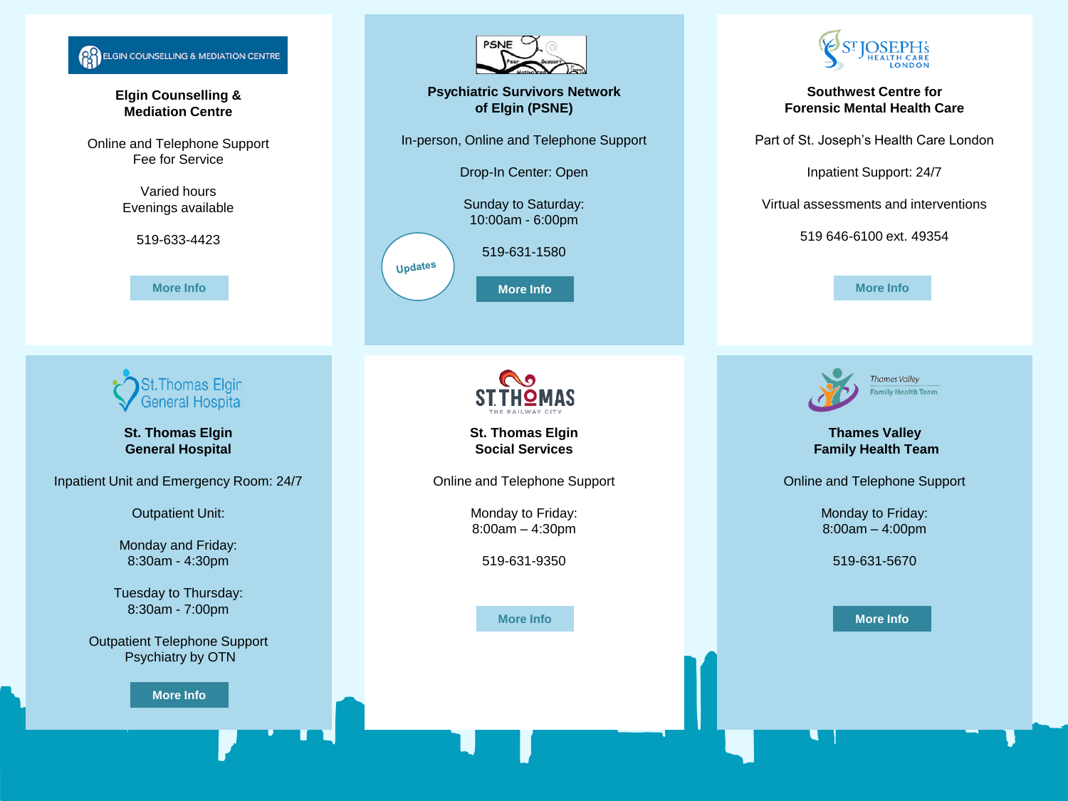### Elgin Counselling & Mediation Centre

Online and Telephone Support
Fee for Service

Varied hours
Evenings available

519-633-4423

More Info

### Psychiatric Survivors Network of Elgin (PSNE)

In-person, Online and Telephone Support

Drop-In Center: Open

Sunday to Saturday:
10:00am - 6:00pm

519-631-1580

Updates

More Info

### Southwest Centre for Forensic Mental Health Care

Part of St. Joseph's Health Care London

Inpatient Support: 24/7

Virtual assessments and interventions

519 646-6100 ext. 49354

More Info

### St. Thomas Elgin General Hospital

Inpatient Unit and Emergency Room: 24/7

Outpatient Unit:

Monday and Friday:
8:30am - 4:30pm

Tuesday to Thursday:
8:30am - 7:00pm

Outpatient Telephone Support
Psychiatry by OTN

More Info

### St. Thomas Elgin Social Services

Online and Telephone Support

Monday to Friday:
8:00am – 4:30pm

519-631-9350

More Info

### Thames Valley Family Health Team

Online and Telephone Support

Monday to Friday:
8:00am – 4:00pm

519-631-5670

More Info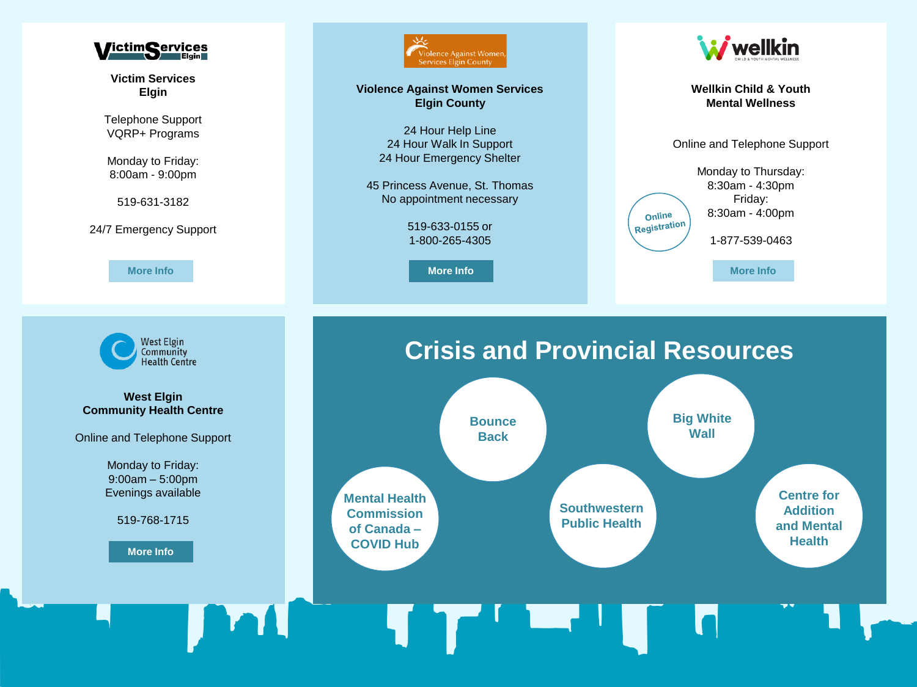### Victim Services Elgin

Telephone Support
VQRP+ Programs

Monday to Friday:
8:00am - 9:00pm

519-631-3182

24/7 Emergency Support

More Info

### Violence Against Women Services Elgin County

24 Hour Help Line
24 Hour Walk In Support
24 Hour Emergency Shelter

45 Princess Avenue, St. Thomas
No appointment necessary

519-633-0155 or
1-800-265-4305

More Info

### Wellkin Child & Youth Mental Wellness

Online and Telephone Support

Monday to Thursday:
8:30am - 4:30pm
Friday:
8:30am - 4:00pm

1-877-539-0463

Online Registration

More Info

### West Elgin Community Health Centre

Online and Telephone Support

Monday to Friday:
9:00am – 5:00pm
Evenings available

519-768-1715

More Info

## Crisis and Provincial Resources

- Bounce Back
- Big White Wall
- Mental Health Commission of Canada – COVID Hub
- Southwestern Public Health
- Centre for Addition and Mental Health